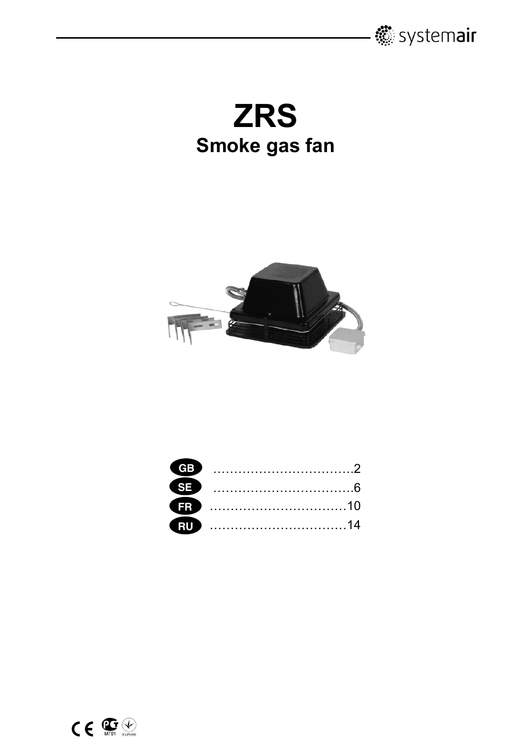# ZRS

## Smoke gas fan

| | |
|---|---|
| GB | ..................................2 |
| SE | ..................................6 |
| FR | ..................................10 |
| RU | ..................................14 |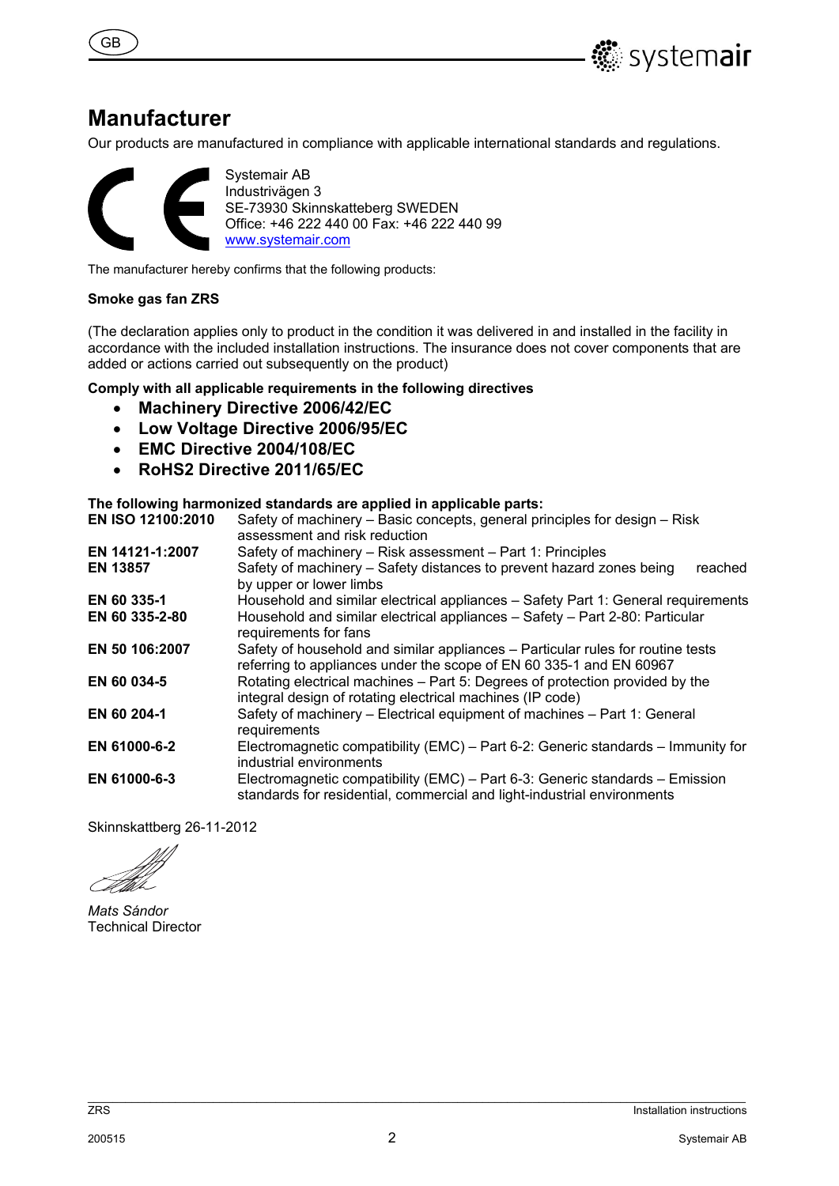# Manufacturer

Our products are manufactured in compliance with applicable international standards and regulations.

Systemair AB
Industrivägen 3
SE-73930 Skinnskatteberg SWEDEN
Office: +46 222 440 00 Fax: +46 222 440 99
www.systemair.com

The manufacturer hereby confirms that the following products:

**Smoke gas fan ZRS**

(The declaration applies only to product in the condition it was delivered in and installed in the facility in accordance with the included installation instructions. The insurance does not cover components that are added or actions carried out subsequently on the product)

**Comply with all applicable requirements in the following directives**

- **Machinery Directive 2006/42/EC**
- **Low Voltage Directive 2006/95/EC**
- **EMC Directive 2004/108/EC**
- **RoHS2 Directive 2011/65/EC**

**The following harmonized standards are applied in applicable parts:**

| | |
|---|---|
| **EN ISO 12100:2010** | Safety of machinery – Basic concepts, general principles for design – Risk assessment and risk reduction |
| **EN 14121-1:2007** | Safety of machinery – Risk assessment – Part 1: Principles |
| **EN 13857** | Safety of machinery – Safety distances to prevent hazard zones being reached by upper or lower limbs |
| **EN 60 335-1** | Household and similar electrical appliances – Safety Part 1: General requirements |
| **EN 60 335-2-80** | Household and similar electrical appliances – Safety – Part 2-80: Particular requirements for fans |
| **EN 50 106:2007** | Safety of household and similar appliances – Particular rules for routine tests referring to appliances under the scope of EN 60 335-1 and EN 60967 |
| **EN 60 034-5** | Rotating electrical machines – Part 5: Degrees of protection provided by the integral design of rotating electrical machines (IP code) |
| **EN 60 204-1** | Safety of machinery – Electrical equipment of machines – Part 1: General requirements |
| **EN 61000-6-2** | Electromagnetic compatibility (EMC) – Part 6-2: Generic standards – Immunity for industrial environments |
| **EN 61000-6-3** | Electromagnetic compatibility (EMC) – Part 6-3: Generic standards – Emission standards for residential, commercial and light-industrial environments |

Skinnskattberg 26-11-2012

*Mats Sándor*
Technical Director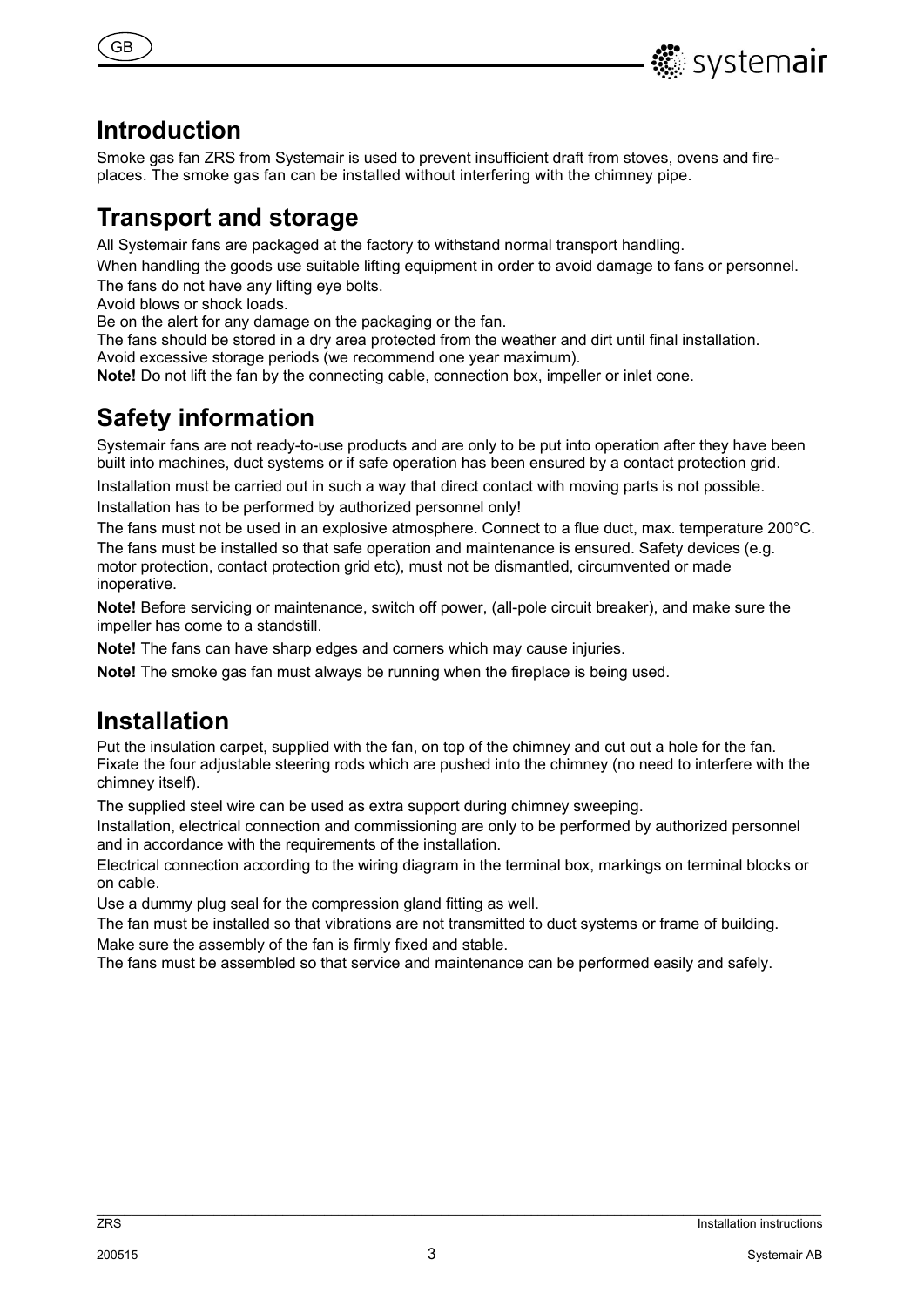## Introduction

Smoke gas fan ZRS from Systemair is used to prevent insufficient draft from stoves, ovens and fireplaces. The smoke gas fan can be installed without interfering with the chimney pipe.

## Transport and storage

All Systemair fans are packaged at the factory to withstand normal transport handling.

When handling the goods use suitable lifting equipment in order to avoid damage to fans or personnel.

The fans do not have any lifting eye bolts.

Avoid blows or shock loads.

Be on the alert for any damage on the packaging or the fan.

The fans should be stored in a dry area protected from the weather and dirt until final installation.

Avoid excessive storage periods (we recommend one year maximum).

**Note!** Do not lift the fan by the connecting cable, connection box, impeller or inlet cone.

## Safety information

Systemair fans are not ready-to-use products and are only to be put into operation after they have been built into machines, duct systems or if safe operation has been ensured by a contact protection grid.

Installation must be carried out in such a way that direct contact with moving parts is not possible.

Installation has to be performed by authorized personnel only!

The fans must not be used in an explosive atmosphere. Connect to a flue duct, max. temperature 200°C.

The fans must be installed so that safe operation and maintenance is ensured. Safety devices (e.g. motor protection, contact protection grid etc), must not be dismantled, circumvented or made inoperative.

**Note!** Before servicing or maintenance, switch off power, (all-pole circuit breaker), and make sure the impeller has come to a standstill.

**Note!** The fans can have sharp edges and corners which may cause injuries.

**Note!** The smoke gas fan must always be running when the fireplace is being used.

## Installation

Put the insulation carpet, supplied with the fan, on top of the chimney and cut out a hole for the fan. Fixate the four adjustable steering rods which are pushed into the chimney (no need to interfere with the chimney itself).

The supplied steel wire can be used as extra support during chimney sweeping.

Installation, electrical connection and commissioning are only to be performed by authorized personnel and in accordance with the requirements of the installation.

Electrical connection according to the wiring diagram in the terminal box, markings on terminal blocks or on cable.

Use a dummy plug seal for the compression gland fitting as well.

The fan must be installed so that vibrations are not transmitted to duct systems or frame of building.

Make sure the assembly of the fan is firmly fixed and stable.

The fans must be assembled so that service and maintenance can be performed easily and safely.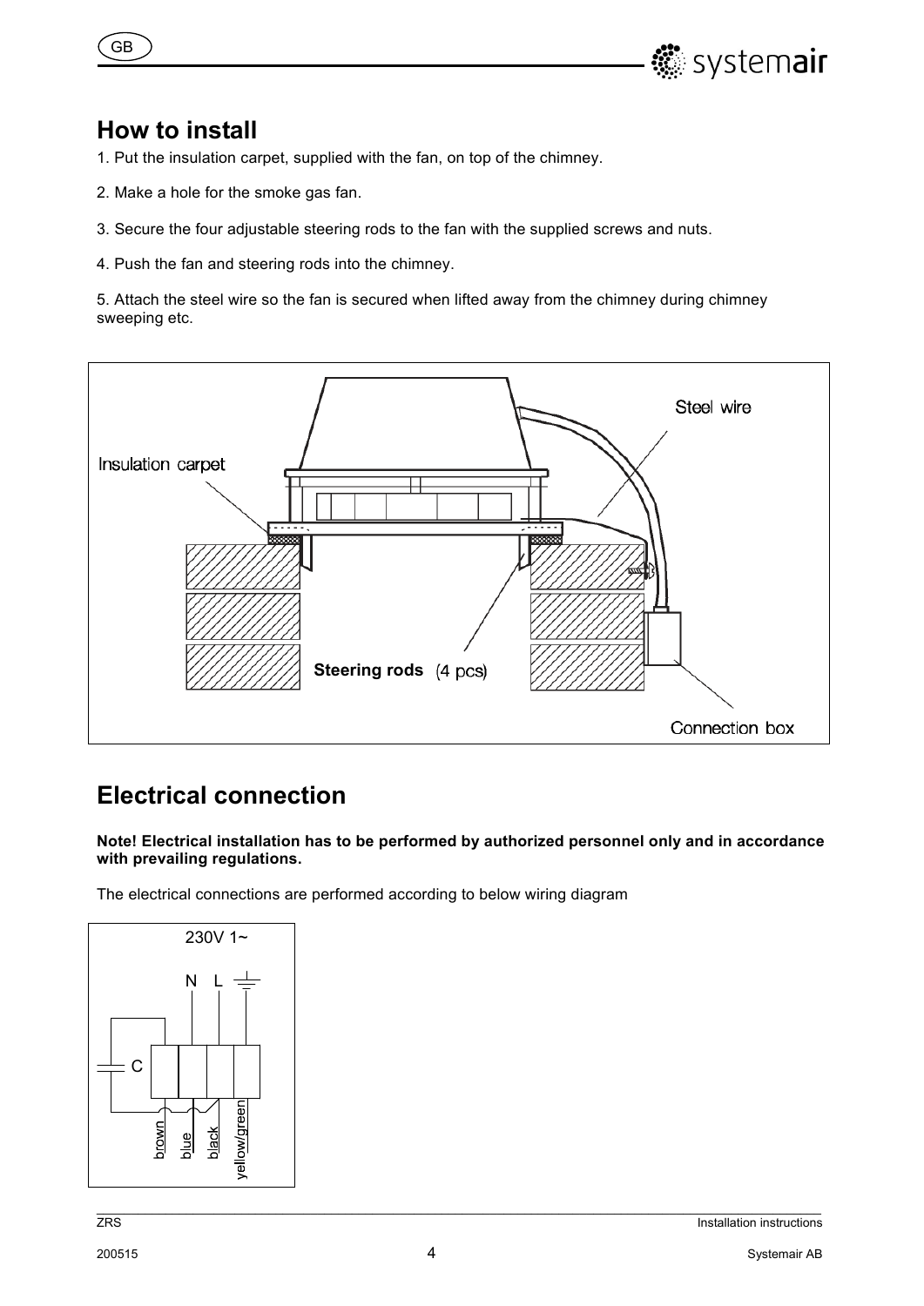## How to install

1. Put the insulation carpet, supplied with the fan, on top of the chimney.

2. Make a hole for the smoke gas fan.

3. Secure the four adjustable steering rods to the fan with the supplied screws and nuts.

4. Push the fan and steering rods into the chimney.

5. Attach the steel wire so the fan is secured when lifted away from the chimney during chimney sweeping etc.

## Electrical connection

**Note! Electrical installation has to be performed by authorized personnel only and in accordance with prevailing regulations.**

The electrical connections are performed according to below wiring diagram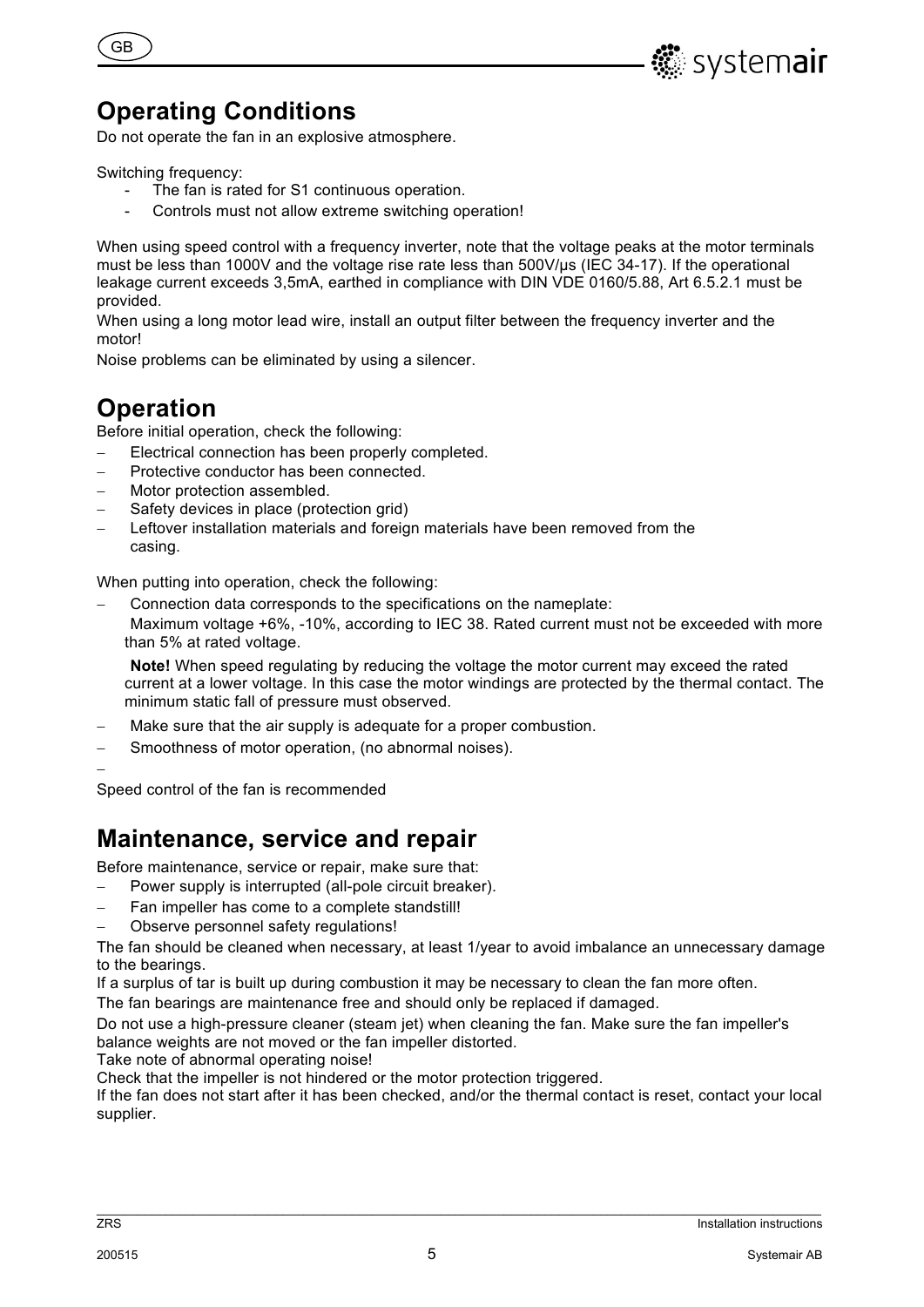## Operating Conditions

Do not operate the fan in an explosive atmosphere.

Switching frequency:

- The fan is rated for S1 continuous operation.
- Controls must not allow extreme switching operation!

When using speed control with a frequency inverter, note that the voltage peaks at the motor terminals must be less than 1000V and the voltage rise rate less than 500V/µs (IEC 34-17). If the operational leakage current exceeds 3,5mA, earthed in compliance with DIN VDE 0160/5.88, Art 6.5.2.1 must be provided.
When using a long motor lead wire, install an output filter between the frequency inverter and the motor!
Noise problems can be eliminated by using a silencer.

## Operation

Before initial operation, check the following:

- Electrical connection has been properly completed.
- Protective conductor has been connected.
- Motor protection assembled.
- Safety devices in place (protection grid)
- Leftover installation materials and foreign materials have been removed from the casing.

When putting into operation, check the following:

- Connection data corresponds to the specifications on the nameplate:
  Maximum voltage +6%, -10%, according to IEC 38. Rated current must not be exceeded with more than 5% at rated voltage.

  **Note!** When speed regulating by reducing the voltage the motor current may exceed the rated current at a lower voltage. In this case the motor windings are protected by the thermal contact. The minimum static fall of pressure must observed.
- Make sure that the air supply is adequate for a proper combustion.
- Smoothness of motor operation, (no abnormal noises).
-

Speed control of the fan is recommended

## Maintenance, service and repair

Before maintenance, service or repair, make sure that:

- Power supply is interrupted (all-pole circuit breaker).
- Fan impeller has come to a complete standstill!
- Observe personnel safety regulations!

The fan should be cleaned when necessary, at least 1/year to avoid imbalance an unnecessary damage to the bearings.
If a surplus of tar is built up during combustion it may be necessary to clean the fan more often.
The fan bearings are maintenance free and should only be replaced if damaged.
Do not use a high-pressure cleaner (steam jet) when cleaning the fan. Make sure the fan impeller's balance weights are not moved or the fan impeller distorted.
Take note of abnormal operating noise!
Check that the impeller is not hindered or the motor protection triggered.
If the fan does not start after it has been checked, and/or the thermal contact is reset, contact your local supplier.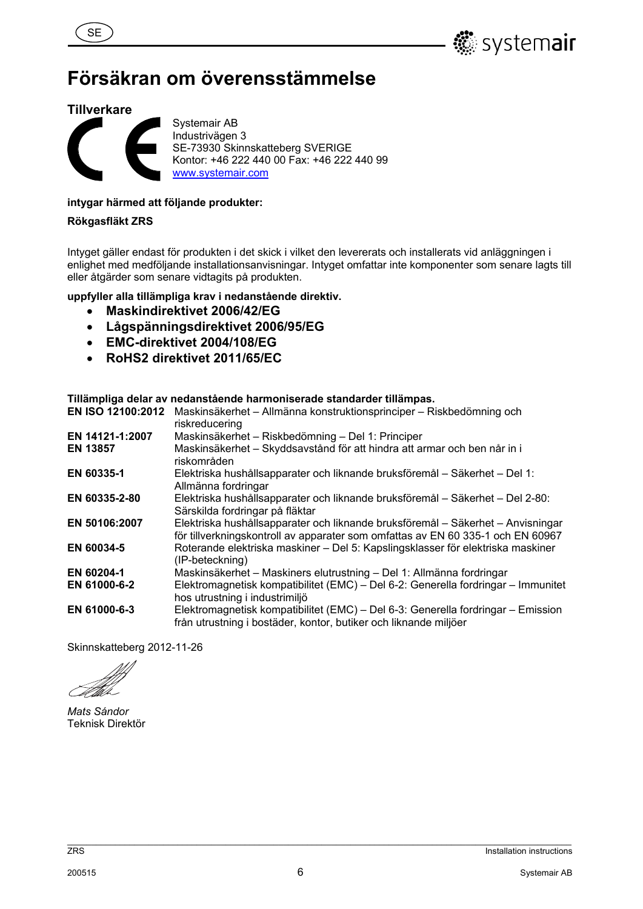# Försäkran om överensstämmelse

**Tillverkare**

Systemair AB
Industrivägen 3
SE-73930 Skinnskatteberg SVERIGE
Kontor: +46 222 440 00 Fax: +46 222 440 99
www.systemair.com

**intygar härmed att följande produkter:**

**Rökgasfläkt ZRS**

Intyget gäller endast för produkten i det skick i vilket den levererats och installerats vid anläggningen i enlighet med medföljande installationsanvisningar. Intyget omfattar inte komponenter som senare lagts till eller åtgärder som senare vidtagits på produkten.

**uppfyller alla tillämpliga krav i nedanstående direktiv.**

- **Maskindirektivet 2006/42/EG**
- **Lågspänningsdirektivet 2006/95/EG**
- **EMC-direktivet 2004/108/EG**
- **RoHS2 direktivet 2011/65/EC**

**Tillämpliga delar av nedanstående harmoniserade standarder tillämpas.**

| | |
|---|---|
| **EN ISO 12100:2012** | Maskinsäkerhet – Allmänna konstruktionsprinciper – Riskbedömning och riskreducering |
| **EN 14121-1:2007** | Maskinsäkerhet – Riskbedömning – Del 1: Principer |
| **EN 13857** | Maskinsäkerhet – Skyddsavstånd för att hindra att armar och ben når in i riskområden |
| **EN 60335-1** | Elektriska hushållsapparater och liknande bruksföremål – Säkerhet – Del 1: Allmänna fordringar |
| **EN 60335-2-80** | Elektriska hushållsapparater och liknande bruksföremål – Säkerhet – Del 2-80: Särskilda fordringar på fläktar |
| **EN 50106:2007** | Elektriska hushållsapparater och liknande bruksföremål – Säkerhet – Anvisningar för tillverkningskontroll av apparater som omfattas av EN 60 335-1 och EN 60967 |
| **EN 60034-5** | Roterande elektriska maskiner – Del 5: Kapslingsklasser för elektriska maskiner (IP-beteckning) |
| **EN 60204-1** | Maskinsäkerhet – Maskiners elutrustning – Del 1: Allmänna fordringar |
| **EN 61000-6-2** | Elektromagnetisk kompatibilitet (EMC) – Del 6-2: Generella fordringar – Immunitet hos utrustning i industrimiljö |
| **EN 61000-6-3** | Elektromagnetisk kompatibilitet (EMC) – Del 6-3: Generella fordringar – Emission från utrustning i bostäder, kontor, butiker och liknande miljöer |

Skinnskatteberg 2012-11-26

*Mats Sándor*
Teknisk Direktör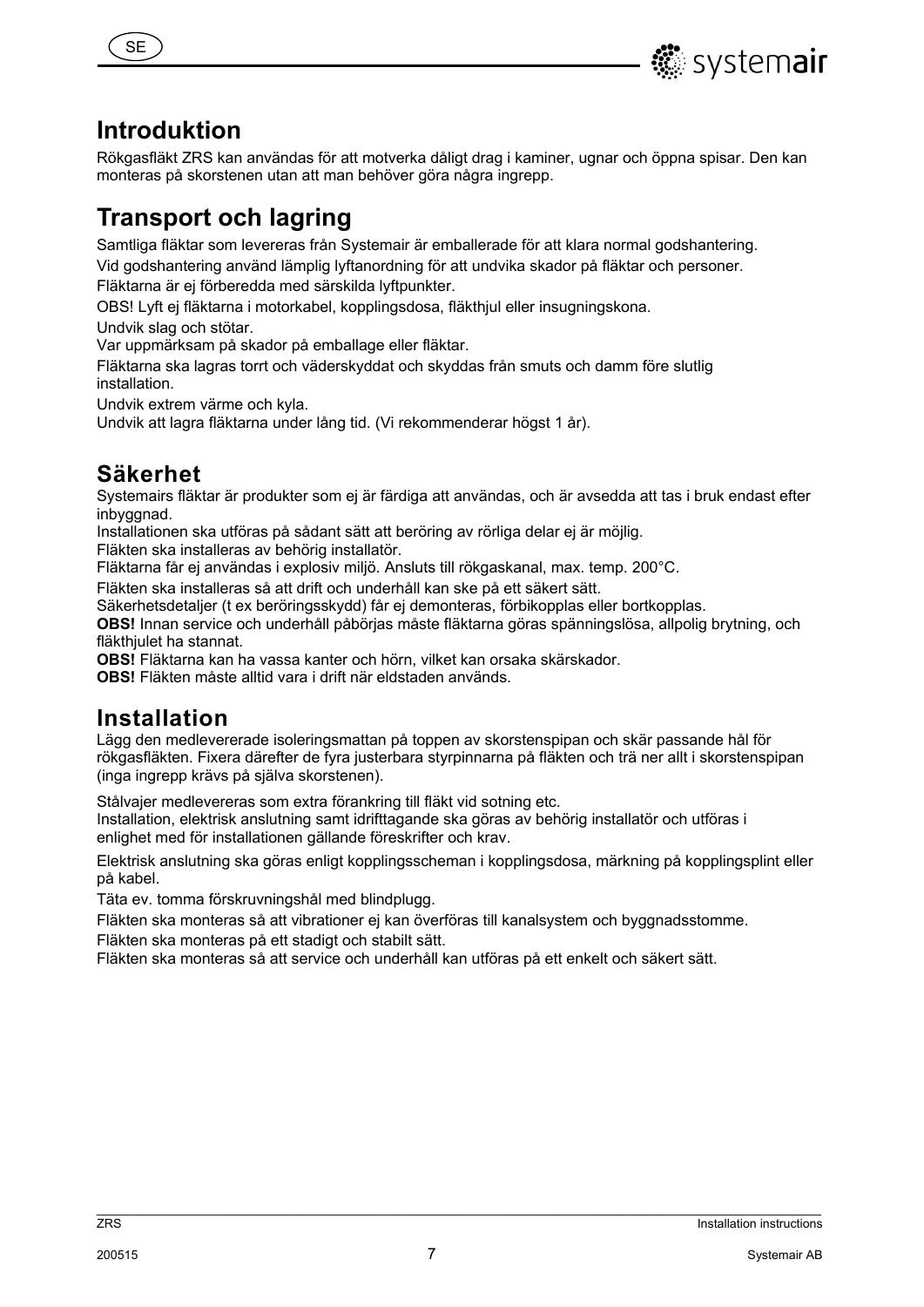# Introduktion

Rökgasfläkt ZRS kan användas för att motverka dåligt drag i kaminer, ugnar och öppna spisar. Den kan monteras på skorstenen utan att man behöver göra några ingrepp.

# Transport och lagring

Samtliga fläktar som levereras från Systemair är emballerade för att klara normal godshantering.

Vid godshantering använd lämplig lyftanordning för att undvika skador på fläktar och personer.

Fläktarna är ej förberedda med särskilda lyftpunkter.

OBS! Lyft ej fläktarna i motorkabel, kopplingsdosa, fläkthjul eller insugningskona.

Undvik slag och stötar.
Var uppmärksam på skador på emballage eller fläktar.

Fläktarna ska lagras torrt och väderskyddat och skyddas från smuts och damm före slutlig installation.

Undvik extrem värme och kyla.
Undvik att lagra fläktarna under lång tid. (Vi rekommenderar högst 1 år).

## Säkerhet

Systemairs fläktar är produkter som ej är färdiga att användas, och är avsedda att tas i bruk endast efter inbyggnad.

Installationen ska utföras på sådant sätt att beröring av rörliga delar ej är möjlig.

Fläkten ska installeras av behörig installatör.

Fläktarna får ej användas i explosiv miljö. Ansluts till rökgaskanal, max. temp. 200°C.

Fläkten ska installeras så att drift och underhåll kan ske på ett säkert sätt.

Säkerhetsdetaljer (t ex beröringsskydd) får ej demonteras, förbikopplas eller bortkopplas.

**OBS!** Innan service och underhåll påbörjas måste fläktarna göras spänningslösa, allpolig brytning, och fläkthjulet ha stannat.

**OBS!** Fläktarna kan ha vassa kanter och hörn, vilket kan orsaka skärskador.

**OBS!** Fläkten måste alltid vara i drift när eldstaden används.

## Installation

Lägg den medlevererade isoleringsmattan på toppen av skorstenspipan och skär passande hål för rökgasfläkten. Fixera därefter de fyra justerbara styrpinnarna på fläkten och trä ner allt i skorstenspipan (inga ingrepp krävs på själva skorstenen).

Stålvajer medlevereras som extra förankring till fläkt vid sotning etc.
Installation, elektrisk anslutning samt idrifttagande ska göras av behörig installatör och utföras i enlighet med för installationen gällande föreskrifter och krav.

Elektrisk anslutning ska göras enligt kopplingsscheman i kopplingsdosa, märkning på kopplingsplint eller på kabel.

Täta ev. tomma förskruvningshål med blindplugg.

Fläkten ska monteras så att vibrationer ej kan överföras till kanalsystem och byggnadsstomme.

Fläkten ska monteras på ett stadigt och stabilt sätt.

Fläkten ska monteras så att service och underhåll kan utföras på ett enkelt och säkert sätt.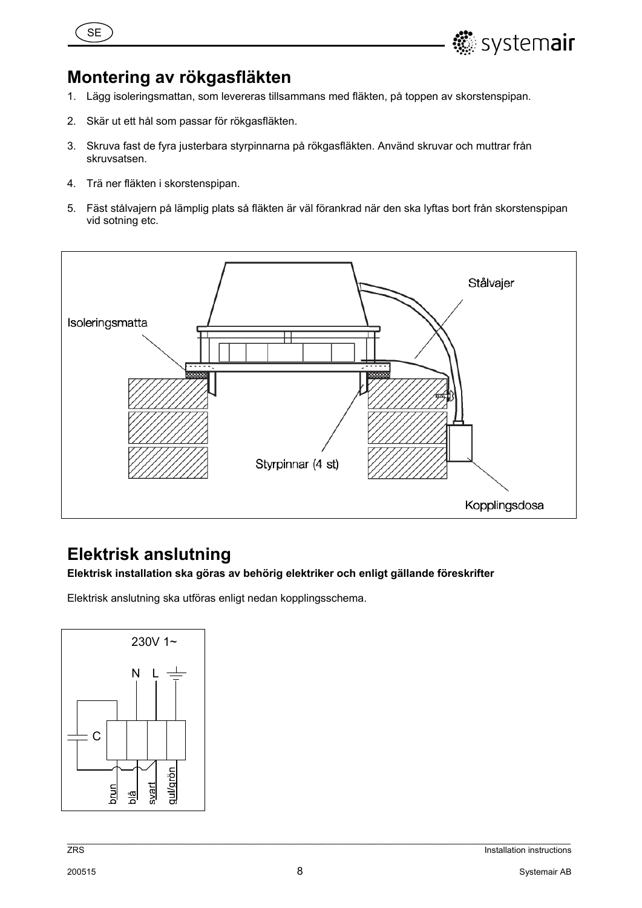## Montering av rökgasfläkten

1. Lägg isoleringsmattan, som levereras tillsammans med fläkten, på toppen av skorstenspipan.
2. Skär ut ett hål som passar för rökgasfläkten.
3. Skruva fast de fyra justerbara styrpinnarna på rökgasfläkten. Använd skruvar och muttrar från skruvsatsen.
4. Trä ner fläkten i skorstenspipan.
5. Fäst stålvajern på lämplig plats så fläkten är väl förankrad när den ska lyftas bort från skorstenspipan vid sotning etc.

Stålvajer

Isoleringsmatta

Styrpinnar (4 st)

Kopplingsdosa

## Elektrisk anslutning

**Elektrisk installation ska göras av behörig elektriker och enligt gällande föreskrifter**

Elektrisk anslutning ska utföras enligt nedan kopplingsschema.

230V 1~

N L

C

brun blå svart gul/grön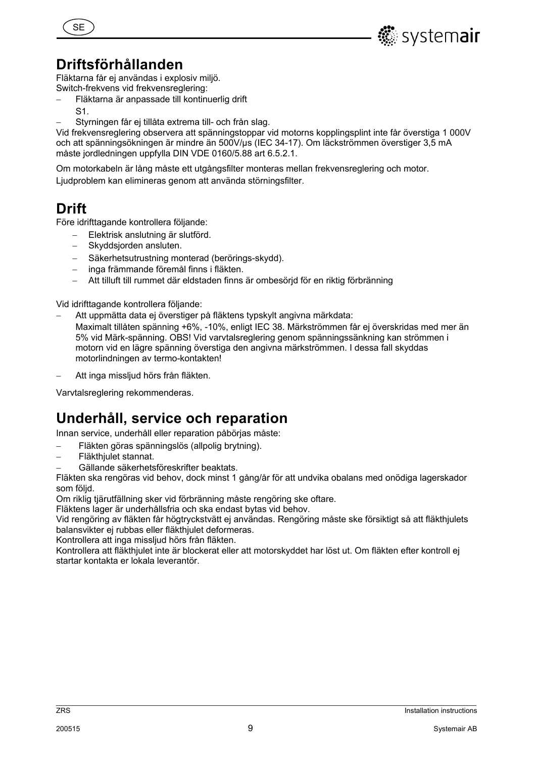## Driftsförhållanden

Fläktarna får ej användas i explosiv miljö.
Switch-frekvens vid frekvensreglering:

- Fläktarna är anpassade till kontinuerlig drift S1.
- Styrningen får ej tillåta extrema till- och från slag.

Vid frekvensreglering observera att spänningstoppar vid motorns kopplingsplint inte får överstiga 1 000V och att spänningsökningen är mindre än 500V/µs (IEC 34-17). Om läckströmmen överstiger 3,5 mA måste jordledningen uppfylla DIN VDE 0160/5.88 art 6.5.2.1.

Om motorkabeln är lång måste ett utgångsfilter monteras mellan frekvensreglering och motor.

Ljudproblem kan elimineras genom att använda störningsfilter.

## Drift

Före idrifttagande kontrollera följande:

- Elektrisk anslutning är slutförd.
- Skyddsjorden ansluten.
- Säkerhetsutrustning monterad (berörings-skydd).
- inga främmande föremål finns i fläkten.
- Att tilluft till rummet där eldstaden finns är ombesörjd för en riktig förbränning

Vid idrifttagande kontrollera följande:

- Att uppmätta data ej överstiger på fläktens typskylt angivna märkdata:
  Maximalt tillåten spänning +6%, -10%, enligt IEC 38. Märkströmmen får ej överskridas med mer än 5% vid Märk-spänning. OBS! Vid varvtalsreglering genom spänningssänkning kan strömmen i motorn vid en lägre spänning överstiga den angivna märkströmmen. I dessa fall skyddas motorlindningen av termo-kontakten!
- Att inga missljud hörs från fläkten.

Varvtalsreglering rekommenderas.

## Underhåll, service och reparation

Innan service, underhåll eller reparation påbörjas måste:

- Fläkten göras spänningslös (allpolig brytning).
- Fläkthjulet stannat.
- Gällande säkerhetsföreskrifter beaktats.

Fläkten ska rengöras vid behov, dock minst 1 gång/år för att undvika obalans med onödiga lagerskador som följd.

Om riklig tjärutfällning sker vid förbränning måste rengöring ske oftare.

Fläktens lager är underhållsfria och ska endast bytas vid behov.

Vid rengöring av fläkten får högtryckstvätt ej användas. Rengöring måste ske försiktigt så att fläkthjulets balansvikter ej rubbas eller fläkthjulet deformeras.

Kontrollera att inga missljud hörs från fläkten.

Kontrollera att fläkthjulet inte är blockerat eller att motorskyddet har löst ut. Om fläkten efter kontroll ej startar kontakta er lokala leverantör.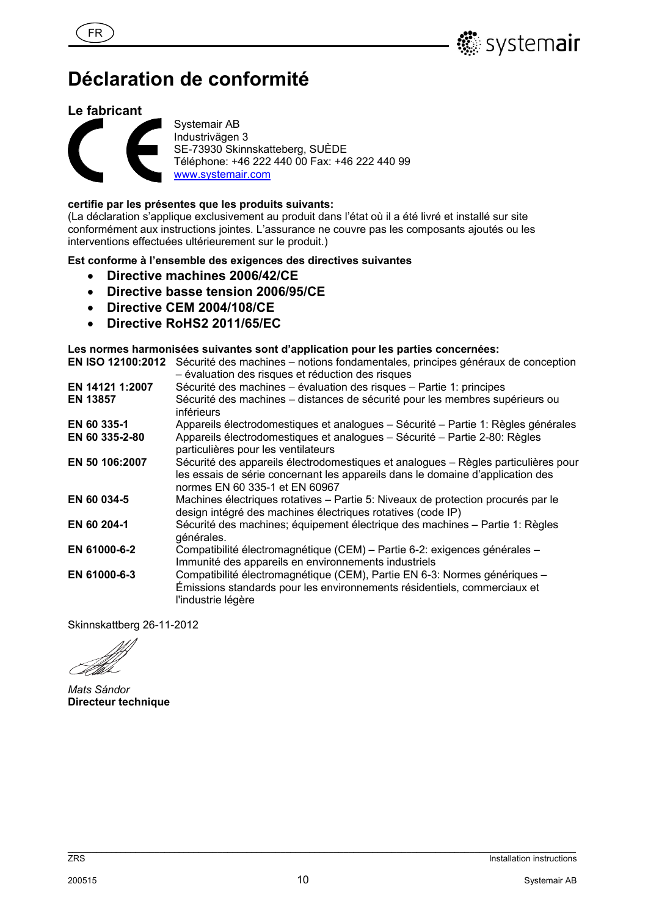# Déclaration de conformité

## Le fabricant

Systemair AB
Industrivägen 3
SE-73930 Skinnskatteberg, SUÈDE
Téléphone: +46 222 440 00 Fax: +46 222 440 99
www.systemair.com

**certifie par les présentes que les produits suivants:**
(La déclaration s'applique exclusivement au produit dans l'état où il a été livré et installé sur site conformément aux instructions jointes. L'assurance ne couvre pas les composants ajoutés ou les interventions effectuées ultérieurement sur le produit.)

**Est conforme à l'ensemble des exigences des directives suivantes**

- **Directive machines 2006/42/CE**
- **Directive basse tension 2006/95/CE**
- **Directive CEM 2004/108/CE**
- **Directive RoHS2 2011/65/EC**

**Les normes harmonisées suivantes sont d'application pour les parties concernées:**

| | |
|---|---|
| **EN ISO 12100:2012** | Sécurité des machines – notions fondamentales, principes généraux de conception – évaluation des risques et réduction des risques |
| **EN 14121 1:2007** | Sécurité des machines – évaluation des risques – Partie 1: principes |
| **EN 13857** | Sécurité des machines – distances de sécurité pour les membres supérieurs ou inférieurs |
| **EN 60 335-1** | Appareils électrodomestiques et analogues – Sécurité – Partie 1: Règles générales |
| **EN 60 335-2-80** | Appareils électrodomestiques et analogues – Sécurité – Partie 2-80: Règles particulières pour les ventilateurs |
| **EN 50 106:2007** | Sécurité des appareils électrodomestiques et analogues – Règles particulières pour les essais de série concernant les appareils dans le domaine d'application des normes EN 60 335-1 et EN 60967 |
| **EN 60 034-5** | Machines électriques rotatives – Partie 5: Niveaux de protection procurés par le design intégré des machines électriques rotatives (code IP) |
| **EN 60 204-1** | Sécurité des machines; équipement électrique des machines – Partie 1: Règles générales. |
| **EN 61000-6-2** | Compatibilité électromagnétique (CEM) – Partie 6-2: exigences générales – Immunité des appareils en environnements industriels |
| **EN 61000-6-3** | Compatibilité électromagnétique (CEM), Partie EN 6-3: Normes génériques – Émissions standards pour les environnements résidentiels, commerciaux et l'industrie légère |

Skinnskattberg 26-11-2012

*Mats Sándor*
**Directeur technique**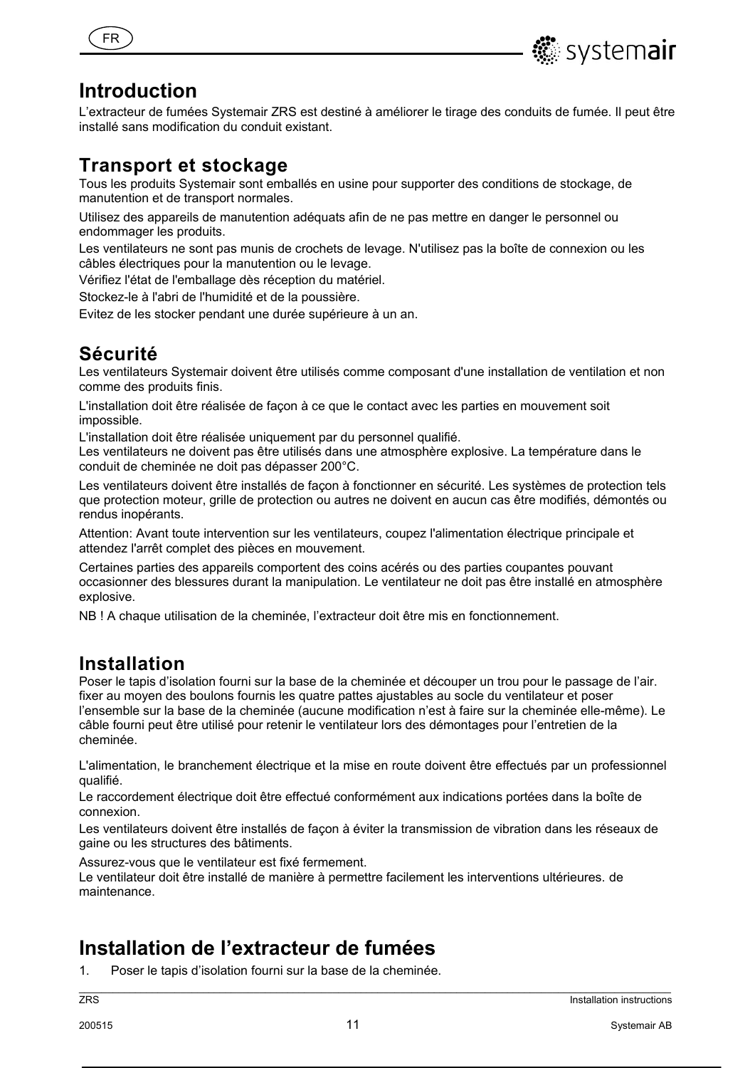## Introduction

L'extracteur de fumées Systemair ZRS est destiné à améliorer le tirage des conduits de fumée. Il peut être installé sans modification du conduit existant.

## Transport et stockage

Tous les produits Systemair sont emballés en usine pour supporter des conditions de stockage, de manutention et de transport normales.

Utilisez des appareils de manutention adéquats afin de ne pas mettre en danger le personnel ou endommager les produits.

Les ventilateurs ne sont pas munis de crochets de levage. N'utilisez pas la boîte de connexion ou les câbles électriques pour la manutention ou le levage.

Vérifiez l'état de l'emballage dès réception du matériel.

Stockez-le à l'abri de l'humidité et de la poussière.

Evitez de les stocker pendant une durée supérieure à un an.

## Sécurité

Les ventilateurs Systemair doivent être utilisés comme composant d'une installation de ventilation et non comme des produits finis.

L'installation doit être réalisée de façon à ce que le contact avec les parties en mouvement soit impossible.

L'installation doit être réalisée uniquement par du personnel qualifié.
Les ventilateurs ne doivent pas être utilisés dans une atmosphère explosive. La température dans le conduit de cheminée ne doit pas dépasser 200°C.

Les ventilateurs doivent être installés de façon à fonctionner en sécurité. Les systèmes de protection tels que protection moteur, grille de protection ou autres ne doivent en aucun cas être modifiés, démontés ou rendus inopérants.

Attention: Avant toute intervention sur les ventilateurs, coupez l'alimentation électrique principale et attendez l'arrêt complet des pièces en mouvement.

Certaines parties des appareils comportent des coins acérés ou des parties coupantes pouvant occasionner des blessures durant la manipulation. Le ventilateur ne doit pas être installé en atmosphère explosive.

NB ! A chaque utilisation de la cheminée, l'extracteur doit être mis en fonctionnement.

## Installation

Poser le tapis d'isolation fourni sur la base de la cheminée et découper un trou pour le passage de l'air. fixer au moyen des boulons fournis les quatre pattes ajustables au socle du ventilateur et poser l'ensemble sur la base de la cheminée (aucune modification n'est à faire sur la cheminée elle-même). Le câble fourni peut être utilisé pour retenir le ventilateur lors des démontages pour l'entretien de la cheminée.

L'alimentation, le branchement électrique et la mise en route doivent être effectués par un professionnel qualifié.

Le raccordement électrique doit être effectué conformément aux indications portées dans la boîte de connexion.

Les ventilateurs doivent être installés de façon à éviter la transmission de vibration dans les réseaux de gaine ou les structures des bâtiments.

Assurez-vous que le ventilateur est fixé fermement.
Le ventilateur doit être installé de manière à permettre facilement les interventions ultérieures. de maintenance.

## Installation de l'extracteur de fumées

1. Poser le tapis d'isolation fourni sur la base de la cheminée.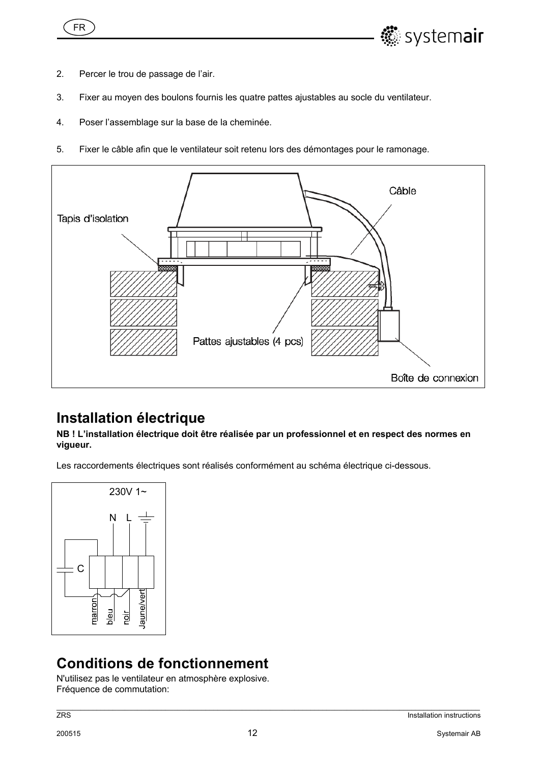2. Percer le trou de passage de l'air.
3. Fixer au moyen des boulons fournis les quatre pattes ajustables au socle du ventilateur.
4. Poser l'assemblage sur la base de la cheminée.
5. Fixer le câble afin que le ventilateur soit retenu lors des démontages pour le ramonage.

Câble

Tapis d'isolation

Pattes ajustables (4 pcs)

Boîte de connexion

## Installation électrique

**NB ! L'installation électrique doit être réalisée par un professionnel et en respect des normes en vigueur.**

Les raccordements électriques sont réalisés conformément au schéma électrique ci-dessous.

230V 1~

N L

C

marron bleu noir Jaune/vert

## Conditions de fonctionnement

N'utilisez pas le ventilateur en atmosphère explosive.
Fréquence de commutation: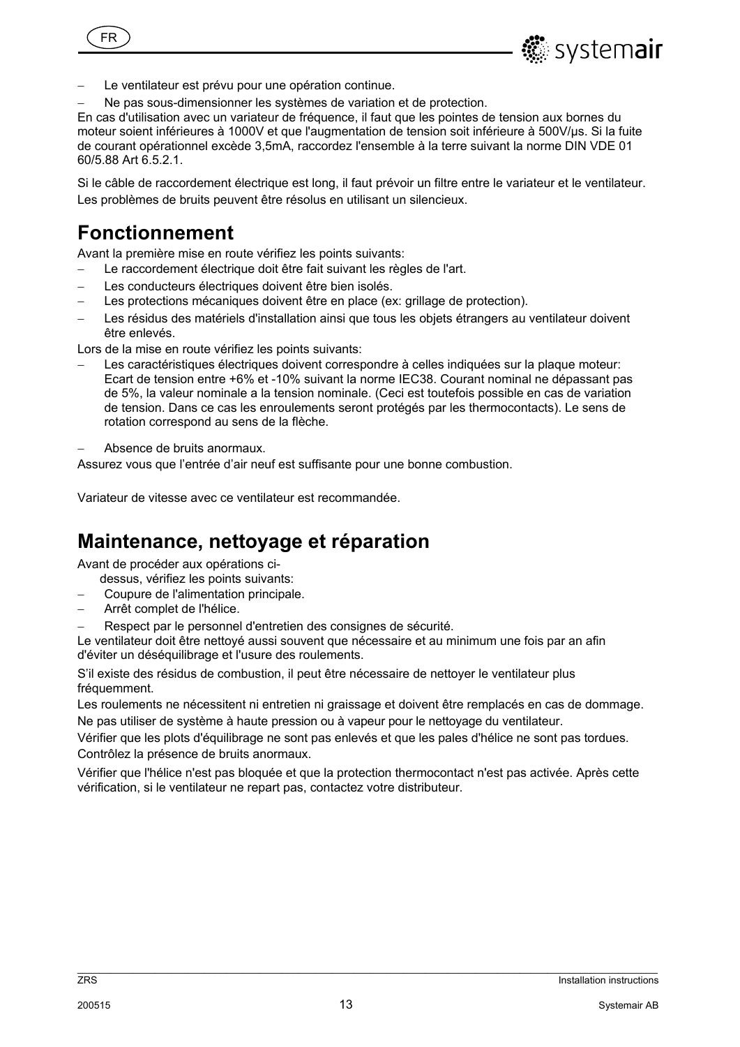- Le ventilateur est prévu pour une opération continue.
- Ne pas sous-dimensionner les systèmes de variation et de protection.

En cas d'utilisation avec un variateur de fréquence, il faut que les pointes de tension aux bornes du moteur soient inférieures à 1000V et que l'augmentation de tension soit inférieure à 500V/µs. Si la fuite de courant opérationnel excède 3,5mA, raccordez l'ensemble à la terre suivant la norme DIN VDE 01 60/5.88 Art 6.5.2.1.

Si le câble de raccordement électrique est long, il faut prévoir un filtre entre le variateur et le ventilateur.

Les problèmes de bruits peuvent être résolus en utilisant un silencieux.

# Fonctionnement

Avant la première mise en route vérifiez les points suivants:

- Le raccordement électrique doit être fait suivant les règles de l'art.
- Les conducteurs électriques doivent être bien isolés.
- Les protections mécaniques doivent être en place (ex: grillage de protection).
- Les résidus des matériels d'installation ainsi que tous les objets étrangers au ventilateur doivent être enlevés.

Lors de la mise en route vérifiez les points suivants:

- Les caractéristiques électriques doivent correspondre à celles indiquées sur la plaque moteur: Ecart de tension entre +6% et -10% suivant la norme IEC38. Courant nominal ne dépassant pas de 5%, la valeur nominale a la tension nominale. (Ceci est toutefois possible en cas de variation de tension. Dans ce cas les enroulements seront protégés par les thermocontacts). Le sens de rotation correspond au sens de la flèche.
- Absence de bruits anormaux.

Assurez vous que l'entrée d'air neuf est suffisante pour une bonne combustion.

Variateur de vitesse avec ce ventilateur est recommandée.

# Maintenance, nettoyage et réparation

Avant de procéder aux opérations ci-dessus, vérifiez les points suivants:

- Coupure de l'alimentation principale.
- Arrêt complet de l'hélice.
- Respect par le personnel d'entretien des consignes de sécurité.

Le ventilateur doit être nettoyé aussi souvent que nécessaire et au minimum une fois par an afin d'éviter un déséquilibrage et l'usure des roulements.

S'il existe des résidus de combustion, il peut être nécessaire de nettoyer le ventilateur plus fréquemment.

Les roulements ne nécessitent ni entretien ni graissage et doivent être remplacés en cas de dommage.

Ne pas utiliser de système à haute pression ou à vapeur pour le nettoyage du ventilateur.

Vérifier que les plots d'équilibrage ne sont pas enlevés et que les pales d'hélice ne sont pas tordues.

Contrôlez la présence de bruits anormaux.

Vérifier que l'hélice n'est pas bloquée et que la protection thermocontact n'est pas activée. Après cette vérification, si le ventilateur ne repart pas, contactez votre distributeur.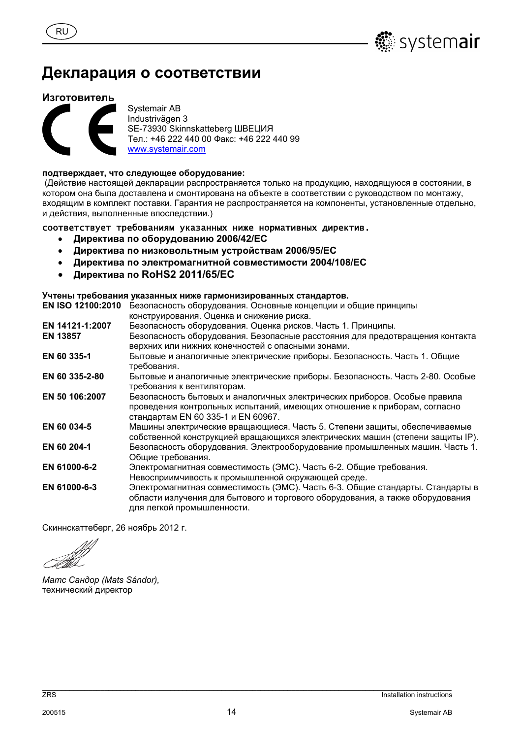# Декларация о соответствии

## Изготовитель

Systemair AB
Industrivägen 3
SE-73930 Skinnskatteberg ШВЕЦИЯ
Тел.: +46 222 440 00 Факс: +46 222 440 99
www.systemair.com

**подтверждает, что следующее оборудование:**

(Действие настоящей декларации распространяется только на продукцию, находящуюся в состоянии, в котором она была доставлена и смонтирована на объекте в соответствии с руководством по монтажу, входящим в комплект поставки. Гарантия не распространяется на компоненты, установленные отдельно, и действия, выполненные впоследствии.)

соответствует требованиям указанных ниже нормативных директив.

- **Директива по оборудованию 2006/42/EC**
- **Директива по низковольтным устройствам 2006/95/EC**
- **Директива по электромагнитной совместимости 2004/108/EC**
- **Директива по RoHS2 2011/65/EC**

**Учтены требования указанных ниже гармонизированных стандартов.**

| | |
|---|---|
| **EN ISO 12100:2010** | Безопасность оборудования. Основные концепции и общие принципы конструирования. Оценка и снижение риска. |
| **EN 14121-1:2007** | Безопасность оборудования. Оценка рисков. Часть 1. Принципы. |
| **EN 13857** | Безопасность оборудования. Безопасные расстояния для предотвращения контакта верхних или нижних конечностей с опасными зонами. |
| **EN 60 335-1** | Бытовые и аналогичные электрические приборы. Безопасность. Часть 1. Общие требования. |
| **EN 60 335-2-80** | Бытовые и аналогичные электрические приборы. Безопасность. Часть 2-80. Особые требования к вентиляторам. |
| **EN 50 106:2007** | Безопасность бытовых и аналогичных электрических приборов. Особые правила проведения контрольных испытаний, имеющих отношение к приборам, согласно стандартам EN 60 335-1 и EN 60967. |
| **EN 60 034-5** | Машины электрические вращающиеся. Часть 5. Степени защиты, обеспечиваемые собственной конструкцией вращающихся электрических машин (степени защиты IP). |
| **EN 60 204-1** | Безопасность оборудования. Электрооборудование промышленных машин. Часть 1. Общие требования. |
| **EN 61000-6-2** | Электромагнитная совместимость (ЭМС). Часть 6-2. Общие требования. Невосприимчивость к промышленной окружающей среде. |
| **EN 61000-6-3** | Электромагнитная совместимость (ЭМС). Часть 6-3. Общие стандарты. Стандарты в области излучения для бытового и торгового оборудования, а также оборудования для легкой промышленности. |

Скиннскаттеберг, 26 ноябрь 2012 г.

*Матс Сандор (Mats Sándor),*
технический директор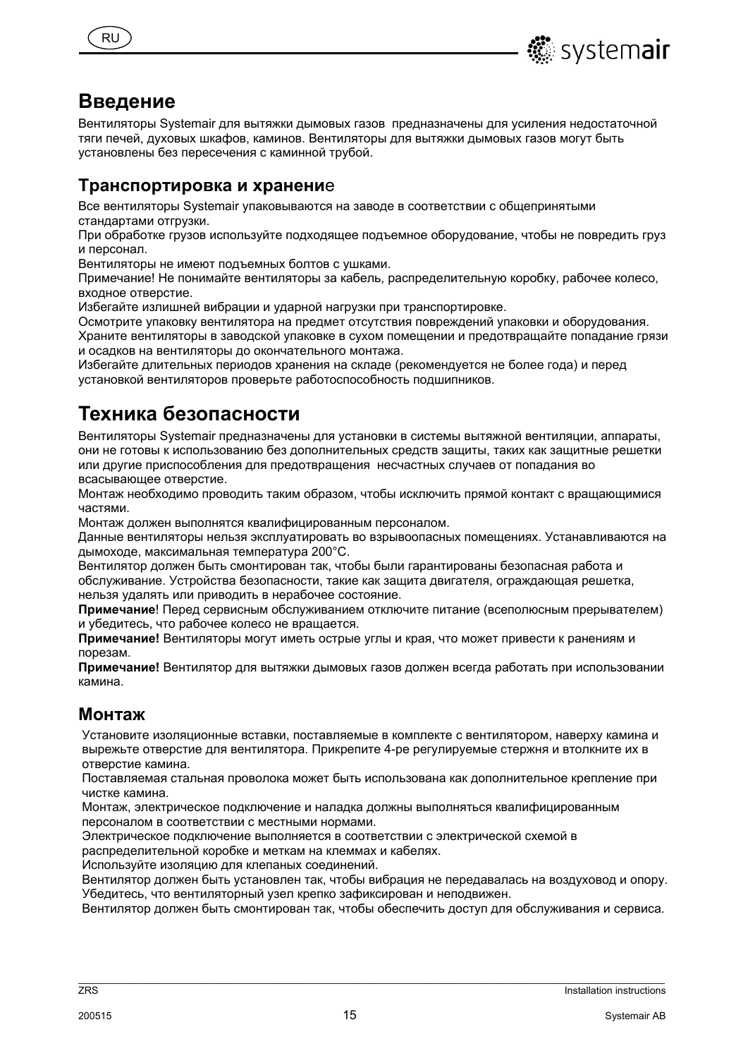## Введение

Вентиляторы Systemair для вытяжки дымовых газов предназначены для усиления недостаточной тяги печей, духовых шкафов, каминов. Вентиляторы для вытяжки дымовых газов могут быть установлены без пересечения с каминной трубой.

### Транспортировка и хранение

Все вентиляторы Systemair упаковываются на заводе в соответствии с общепринятыми стандартами отгрузки.
При обработке грузов используйте подходящее подъемное оборудование, чтобы не повредить груз и персонал.
Вентиляторы не имеют подъемных болтов с ушками.
Примечание! Не понимайте вентиляторы за кабель, распределительную коробку, рабочее колесо, входное отверстие.
Избегайте излишней вибрации и ударной нагрузки при транспортировке.
Осмотрите упаковку вентилятора на предмет отсутствия повреждений упаковки и оборудования.
Храните вентиляторы в заводской упаковке в сухом помещении и предотвращайте попадание грязи и осадков на вентиляторы до окончательного монтажа.
Избегайте длительных периодов хранения на складе (рекомендуется не более года) и перед установкой вентиляторов проверьте работоспособность подшипников.

## Техника безопасности

Вентиляторы Systemair предназначены для установки в системы вытяжной вентиляции, аппараты, они не готовы к использованию без дополнительных средств защиты, таких как защитные решетки или другие приспособления для предотвращения несчастных случаев от попадания во всасывающее отверстие.
Монтаж необходимо проводить таким образом, чтобы исключить прямой контакт с вращающимися частями.
Монтаж должен выполнятся квалифицированным персоналом.
Данные вентиляторы нельзя эксплуатировать во взрывоопасных помещениях. Устанавливаются на дымоходе, максимальная температура 200°C.
Вентилятор должен быть смонтирован так, чтобы были гарантированы безопасная работа и обслуживание. Устройства безопасности, такие как защита двигателя, ограждающая решетка, нельзя удалять или приводить в нерабочее состояние.
**Примечание**! Перед сервисным обслуживанием отключите питание (всеполюсным прерывателем) и убедитесь, что рабочее колесо не вращается.
**Примечание!** Вентиляторы могут иметь острые углы и края, что может привести к ранениям и порезам.
**Примечание!** Вентилятор для вытяжки дымовых газов должен всегда работать при использовании камина.

### Монтаж

Установите изоляционные вставки, поставляемые в комплекте с вентилятором, наверху камина и вырежьте отверстие для вентилятора. Прикрепите 4-ре регулируемые стержня и втолкните их в отверстие камина.
Поставляемая стальная проволока может быть использована как дополнительное крепление при чистке камина.
Монтаж, электрическое подключение и наладка должны выполняться квалифицированным персоналом в соответствии с местными нормами.
Электрическое подключение выполняется в соответствии с электрической схемой в распределительной коробке и меткам на клеммах и кабелях.
Используйте изоляцию для клепаных соединений.
Вентилятор должен быть установлен так, чтобы вибрация не передавалась на воздуховод и опору. Убедитесь, что вентиляторный узел крепко зафиксирован и неподвижен.
Вентилятор должен быть смонтирован так, чтобы обеспечить доступ для обслуживания и сервиса.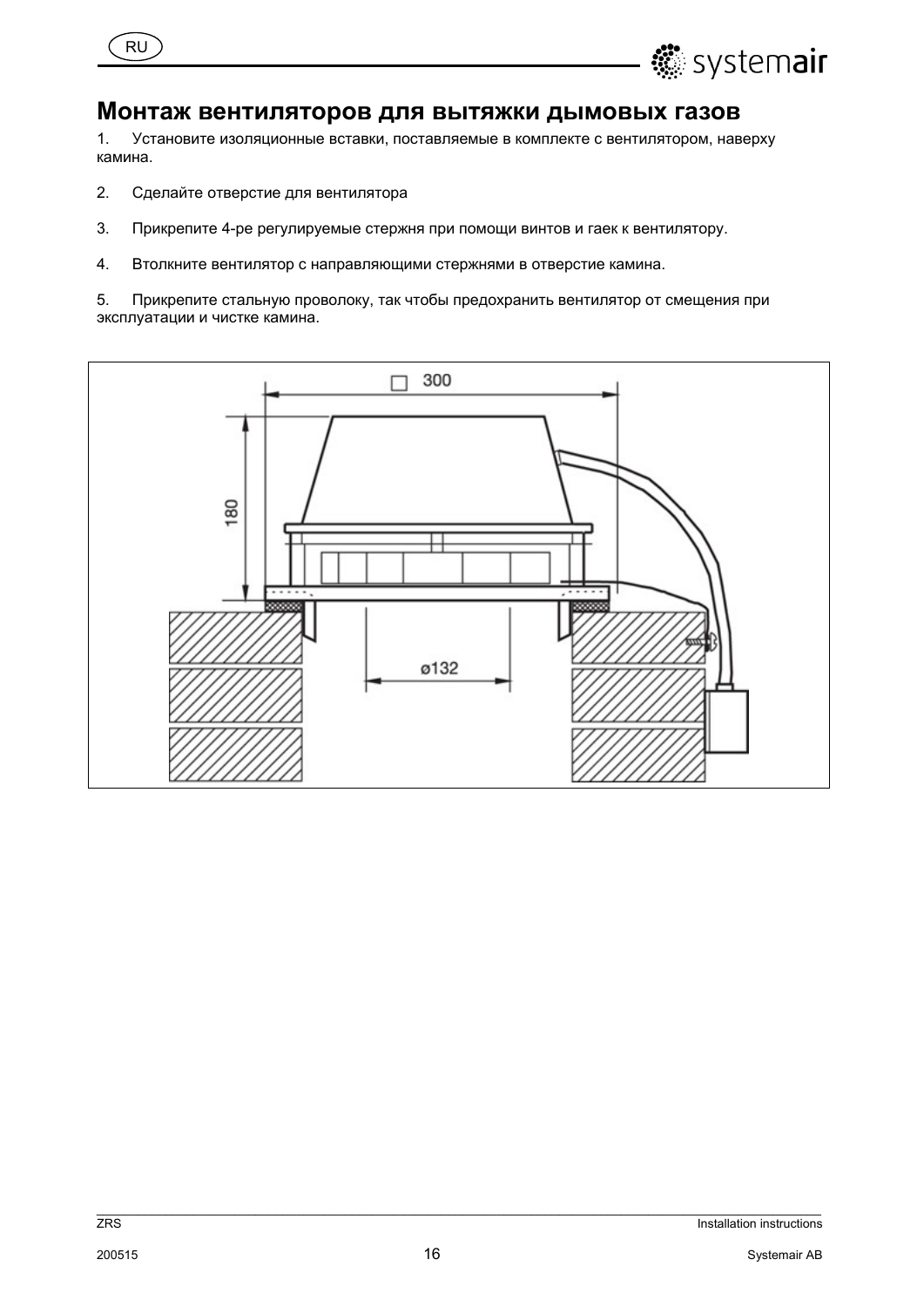# Монтаж вентиляторов для вытяжки дымовых газов

1. Установите изоляционные вставки, поставляемые в комплекте с вентилятором, наверху камина.

2. Сделайте отверстие для вентилятора

3. Прикрепите 4-ре регулируемые стержня при помощи винтов и гаек к вентилятору.

4. Втолкните вентилятор с направляющими стержнями в отверстие камина.

5. Прикрепите стальную проволоку, так чтобы предохранить вентилятор от смещения при эксплуатации и чистке камина.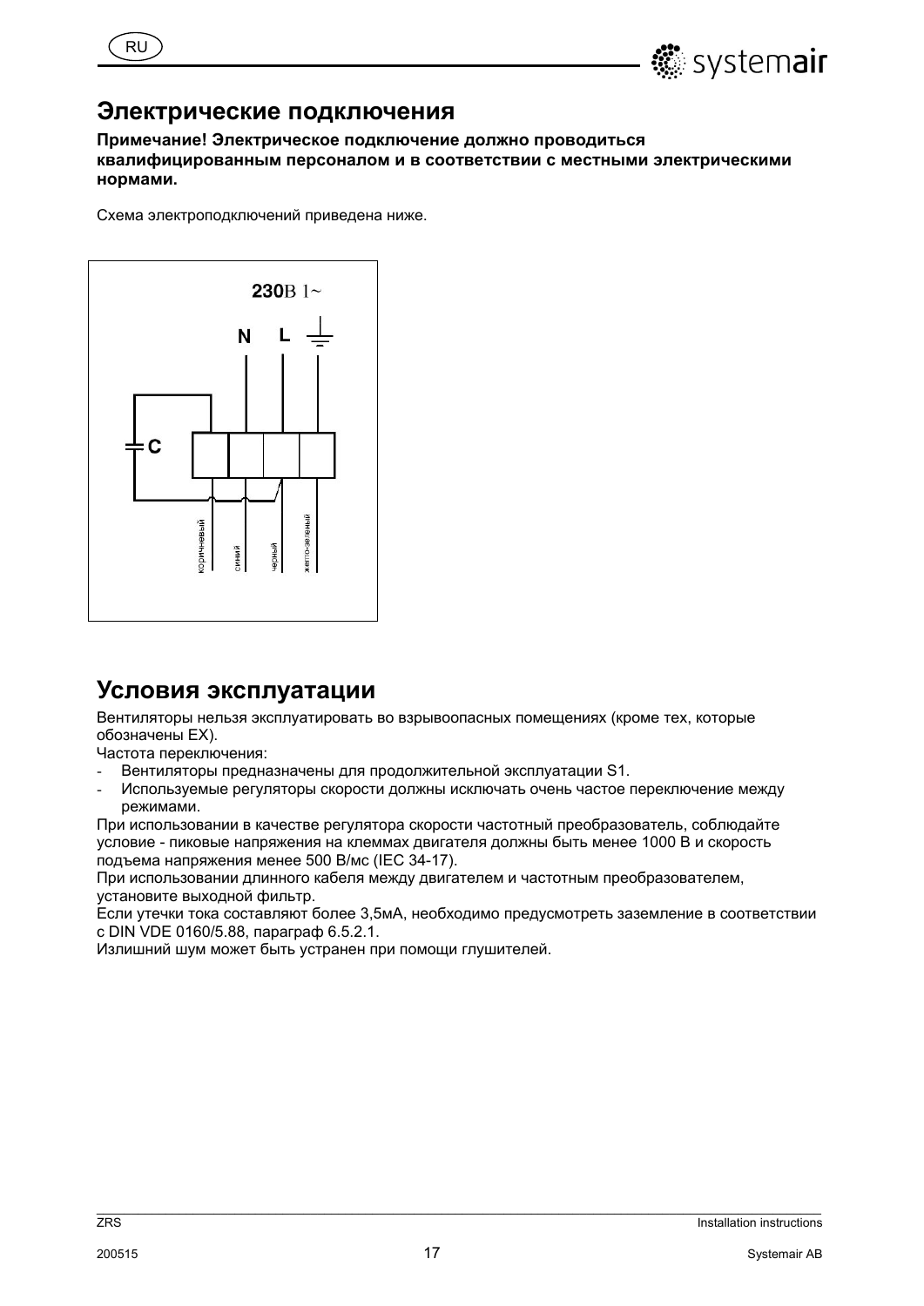## Электрические подключения

**Примечание! Электрическое подключение должно проводиться квалифицированным персоналом и в соответствии с местными электрическими нормами.**

Схема электроподключений приведена ниже.

## Условия эксплуатации

Вентиляторы нельзя эксплуатировать во взрывоопасных помещениях (кроме тех, которые обозначены EX).

Частота переключения:

- Вентиляторы предназначены для продолжительной эксплуатации S1.
- Используемые регуляторы скорости должны исключать очень частое переключение между режимами.

При использовании в качестве регулятора скорости частотный преобразователь, соблюдайте условие - пиковые напряжения на клеммах двигателя должны быть менее 1000 В и скорость подъема напряжения менее 500 В/мс (IEC 34-17).

При использовании длинного кабеля между двигателем и частотным преобразователем, установите выходной фильтр.

Если утечки тока составляют более 3,5мА, необходимо предусмотреть заземление в соответствии с DIN VDE 0160/5.88, параграф 6.5.2.1.

Излишний шум может быть устранен при помощи глушителей.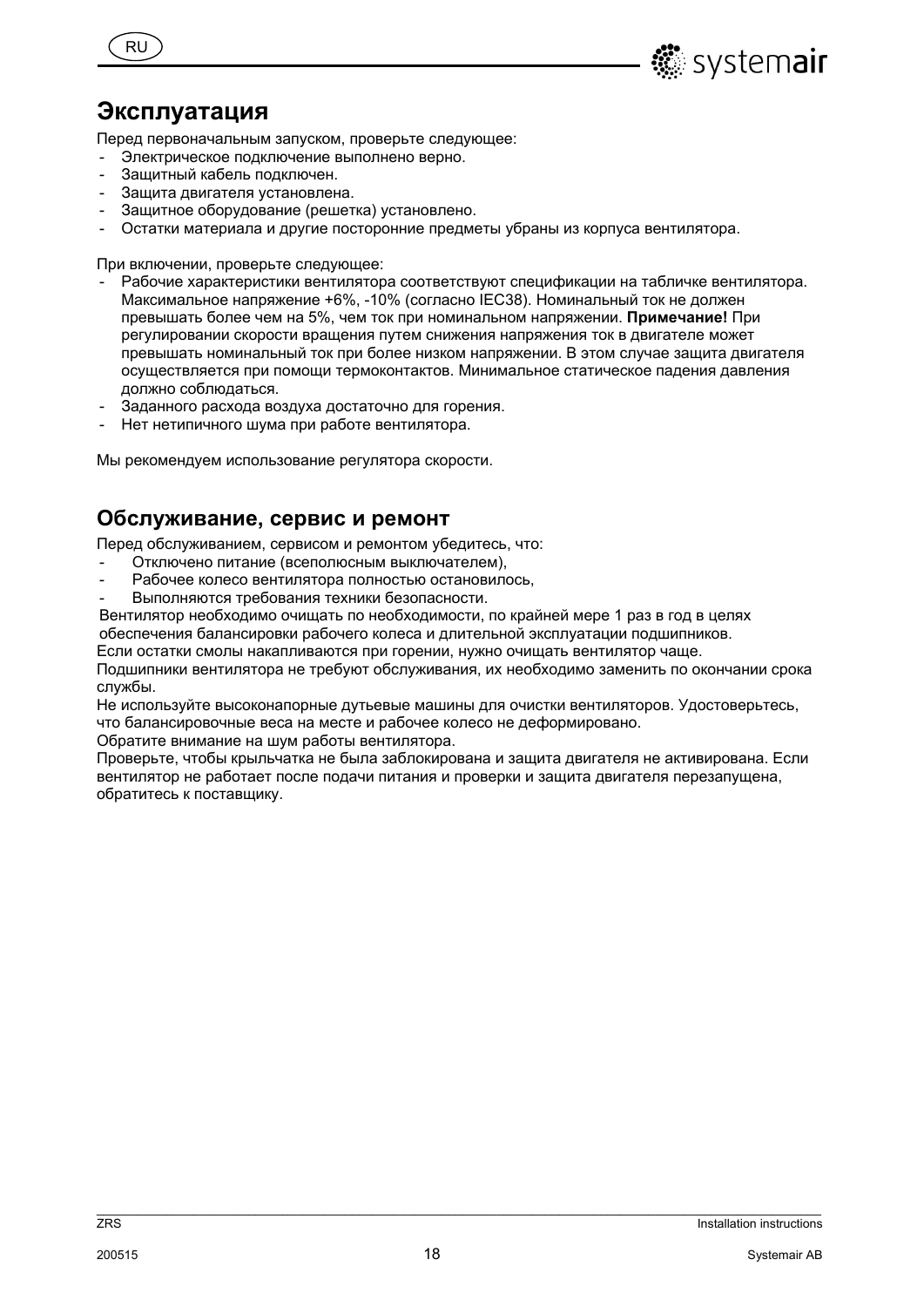# Эксплуатация

Перед первоначальным запуском, проверьте следующее:

- Электрическое подключение выполнено верно.
- Защитный кабель подключен.
- Защита двигателя установлена.
- Защитное оборудование (решетка) установлено.
- Остатки материала и другие посторонние предметы убраны из корпуса вентилятора.

При включении, проверьте следующее:

- Рабочие характеристики вентилятора соответствуют спецификации на табличке вентилятора. Максимальное напряжение +6%, -10% (согласно IEC38). Номинальный ток не должен превышать более чем на 5%, чем ток при номинальном напряжении. **Примечание!** При регулировании скорости вращения путем снижения напряжения ток в двигателе может превышать номинальный ток при более низком напряжении. В этом случае защита двигателя осуществляется при помощи термоконтактов. Минимальное статическое падения давления должно соблюдаться.
- Заданного расхода воздуха достаточно для горения.
- Нет нетипичного шума при работе вентилятора.

Мы рекомендуем использование регулятора скорости.

## Обслуживание, сервис и ремонт

Перед обслуживанием, сервисом и ремонтом убедитесь, что:

- Отключено питание (всеполюсным выключателем),
- Рабочее колесо вентилятора полностью остановилось,
- Выполняются требования техники безопасности.

Вентилятор необходимо очищать по необходимости, по крайней мере 1 раз в год в целях обеспечения балансировки рабочего колеса и длительной эксплуатации подшипников.

Если остатки смолы накапливаются при горении, нужно очищать вентилятор чаще.

Подшипники вентилятора не требуют обслуживания, их необходимо заменить по окончании срока службы.

Не используйте высоконапорные дутьевые машины для очистки вентиляторов. Удостоверьтесь, что балансировочные веса на месте и рабочее колесо не деформировано.

Обратите внимание на шум работы вентилятора.

Проверьте, чтобы крыльчатка не была заблокирована и защита двигателя не активирована. Если вентилятор не работает после подачи питания и проверки и защита двигателя перезапущена, обратитесь к поставщику.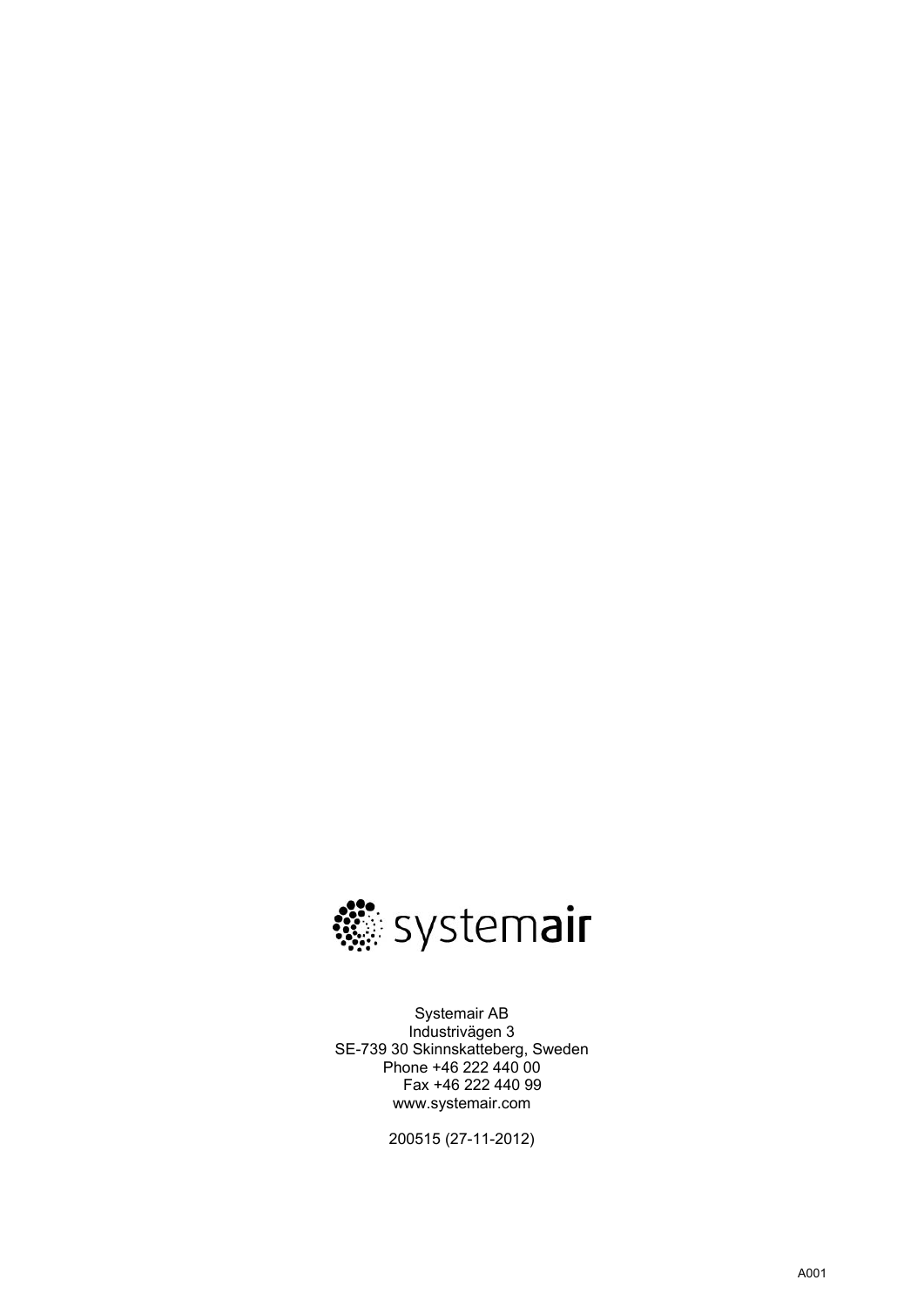systemair

Systemair AB
Industrivägen 3
SE-739 30 Skinnskatteberg, Sweden
Phone +46 222 440 00
Fax +46 222 440 99
www.systemair.com

200515 (27-11-2012)

A001